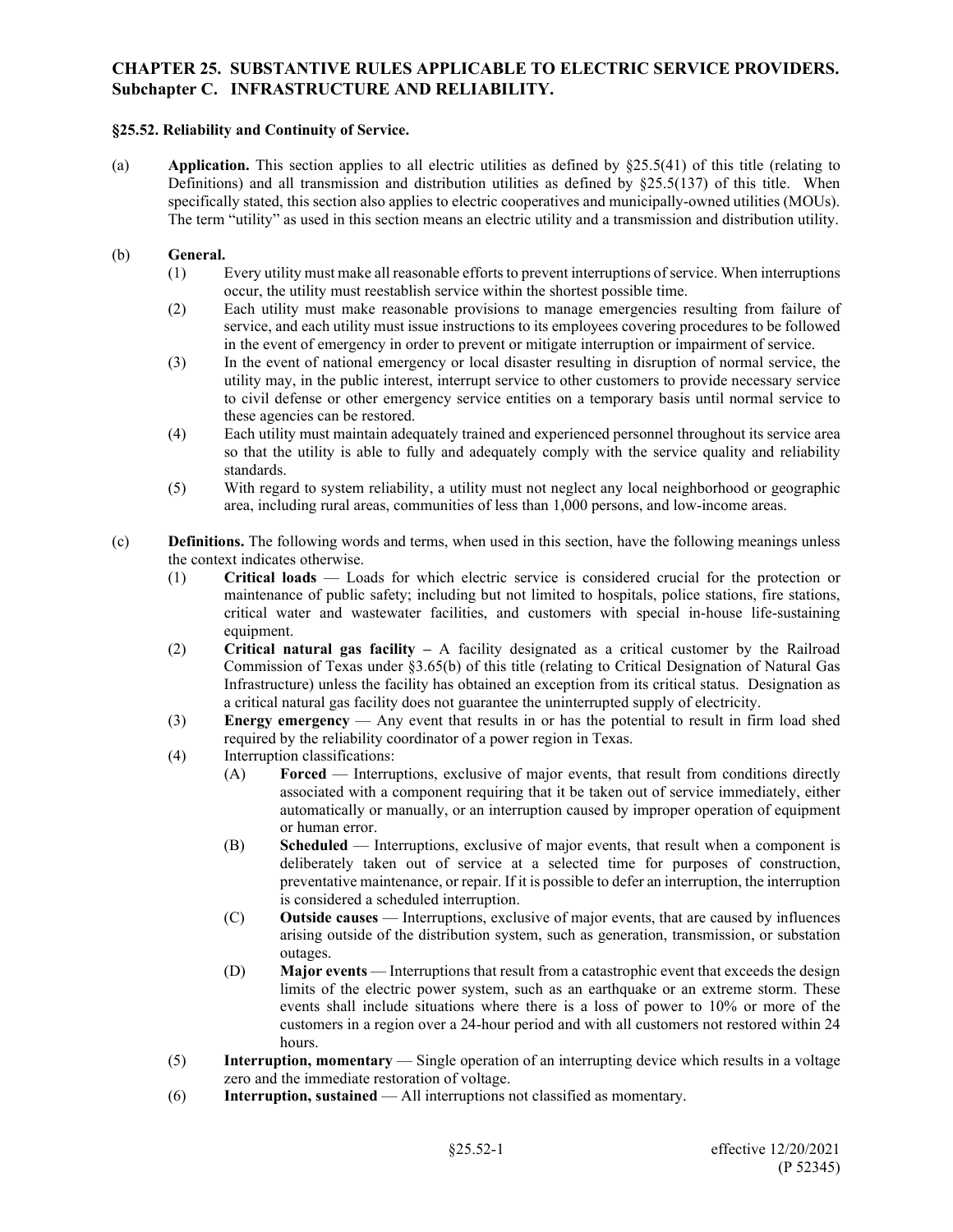# CHAPTER 25. SUBSTANTIVE RULES APPLICABLE TO ELECTRIC SERVICE PROVIDERS.
## Subchapter C. INFRASTRUCTURE AND RELIABILITY.

### §25.52. Reliability and Continuity of Service.

(a) **Application.** This section applies to all electric utilities as defined by §25.5(41) of this title (relating to Definitions) and all transmission and distribution utilities as defined by §25.5(137) of this title. When specifically stated, this section also applies to electric cooperatives and municipally-owned utilities (MOUs). The term "utility" as used in this section means an electric utility and a transmission and distribution utility.

(b) **General.**

(1) Every utility must make all reasonable efforts to prevent interruptions of service. When interruptions occur, the utility must reestablish service within the shortest possible time.

(2) Each utility must make reasonable provisions to manage emergencies resulting from failure of service, and each utility must issue instructions to its employees covering procedures to be followed in the event of emergency in order to prevent or mitigate interruption or impairment of service.

(3) In the event of national emergency or local disaster resulting in disruption of normal service, the utility may, in the public interest, interrupt service to other customers to provide necessary service to civil defense or other emergency service entities on a temporary basis until normal service to these agencies can be restored.

(4) Each utility must maintain adequately trained and experienced personnel throughout its service area so that the utility is able to fully and adequately comply with the service quality and reliability standards.

(5) With regard to system reliability, a utility must not neglect any local neighborhood or geographic area, including rural areas, communities of less than 1,000 persons, and low-income areas.

(c) **Definitions.** The following words and terms, when used in this section, have the following meanings unless the context indicates otherwise.

(1) **Critical loads** — Loads for which electric service is considered crucial for the protection or maintenance of public safety; including but not limited to hospitals, police stations, fire stations, critical water and wastewater facilities, and customers with special in-house life-sustaining equipment.

(2) **Critical natural gas facility –** A facility designated as a critical customer by the Railroad Commission of Texas under §3.65(b) of this title (relating to Critical Designation of Natural Gas Infrastructure) unless the facility has obtained an exception from its critical status. Designation as a critical natural gas facility does not guarantee the uninterrupted supply of electricity.

(3) **Energy emergency** — Any event that results in or has the potential to result in firm load shed required by the reliability coordinator of a power region in Texas.

(4) Interruption classifications:

(A) **Forced** — Interruptions, exclusive of major events, that result from conditions directly associated with a component requiring that it be taken out of service immediately, either automatically or manually, or an interruption caused by improper operation of equipment or human error.

(B) **Scheduled** — Interruptions, exclusive of major events, that result when a component is deliberately taken out of service at a selected time for purposes of construction, preventative maintenance, or repair. If it is possible to defer an interruption, the interruption is considered a scheduled interruption.

(C) **Outside causes** — Interruptions, exclusive of major events, that are caused by influences arising outside of the distribution system, such as generation, transmission, or substation outages.

(D) **Major events** — Interruptions that result from a catastrophic event that exceeds the design limits of the electric power system, such as an earthquake or an extreme storm. These events shall include situations where there is a loss of power to 10% or more of the customers in a region over a 24-hour period and with all customers not restored within 24 hours.

(5) **Interruption, momentary** — Single operation of an interrupting device which results in a voltage zero and the immediate restoration of voltage.

(6) **Interruption, sustained** — All interruptions not classified as momentary.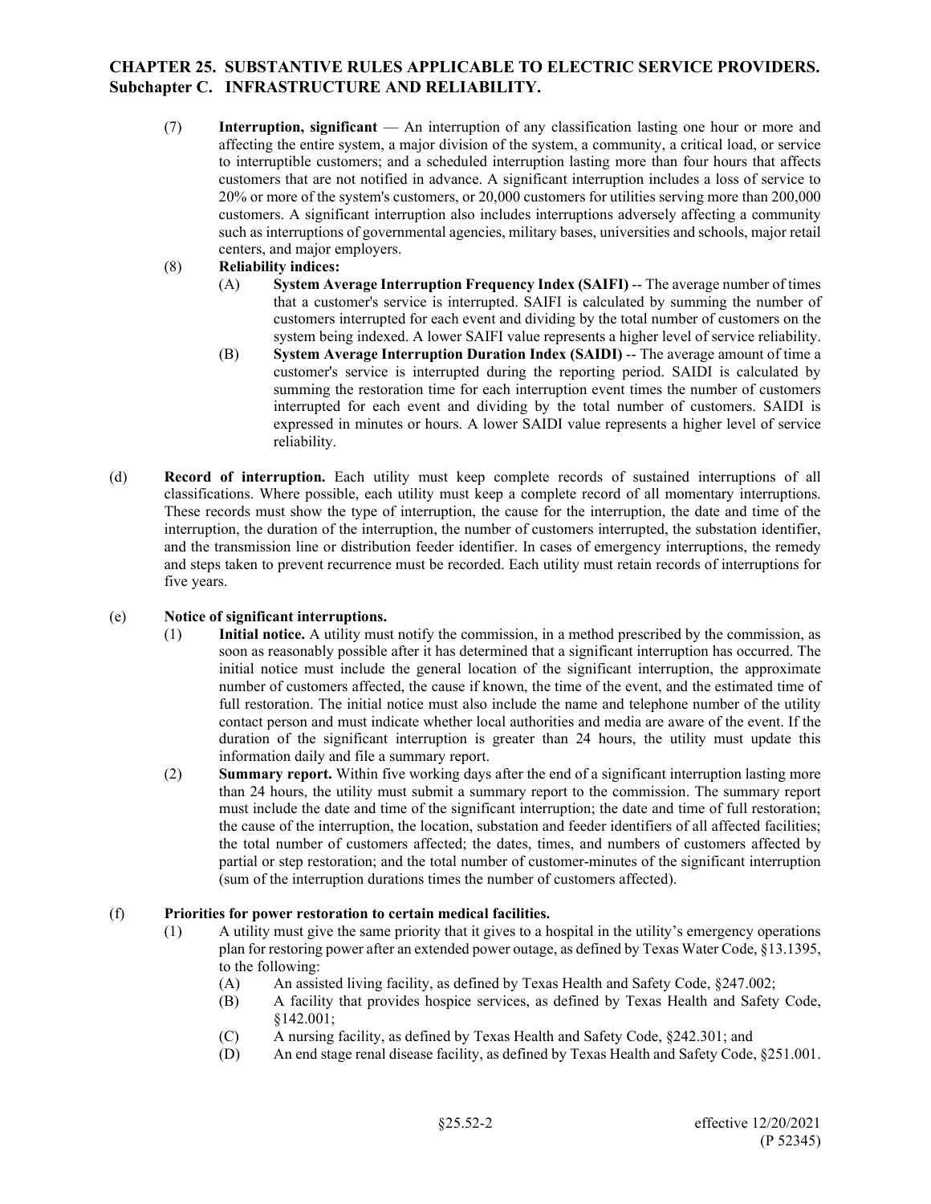(7) **Interruption, significant** — An interruption of any classification lasting one hour or more and affecting the entire system, a major division of the system, a community, a critical load, or service to interruptible customers; and a scheduled interruption lasting more than four hours that affects customers that are not notified in advance. A significant interruption includes a loss of service to 20% or more of the system's customers, or 20,000 customers for utilities serving more than 200,000 customers. A significant interruption also includes interruptions adversely affecting a community such as interruptions of governmental agencies, military bases, universities and schools, major retail centers, and major employers.

(8) **Reliability indices:**

(A) **System Average Interruption Frequency Index (SAIFI)** -- The average number of times that a customer's service is interrupted. SAIFI is calculated by summing the number of customers interrupted for each event and dividing by the total number of customers on the system being indexed. A lower SAIFI value represents a higher level of service reliability.

(B) **System Average Interruption Duration Index (SAIDI)** -- The average amount of time a customer's service is interrupted during the reporting period. SAIDI is calculated by summing the restoration time for each interruption event times the number of customers interrupted for each event and dividing by the total number of customers. SAIDI is expressed in minutes or hours. A lower SAIDI value represents a higher level of service reliability.

(d) **Record of interruption.** Each utility must keep complete records of sustained interruptions of all classifications. Where possible, each utility must keep a complete record of all momentary interruptions. These records must show the type of interruption, the cause for the interruption, the date and time of the interruption, the duration of the interruption, the number of customers interrupted, the substation identifier, and the transmission line or distribution feeder identifier. In cases of emergency interruptions, the remedy and steps taken to prevent recurrence must be recorded. Each utility must retain records of interruptions for five years.

(e) **Notice of significant interruptions.**

(1) **Initial notice.** A utility must notify the commission, in a method prescribed by the commission, as soon as reasonably possible after it has determined that a significant interruption has occurred. The initial notice must include the general location of the significant interruption, the approximate number of customers affected, the cause if known, the time of the event, and the estimated time of full restoration. The initial notice must also include the name and telephone number of the utility contact person and must indicate whether local authorities and media are aware of the event. If the duration of the significant interruption is greater than 24 hours, the utility must update this information daily and file a summary report.

(2) **Summary report.** Within five working days after the end of a significant interruption lasting more than 24 hours, the utility must submit a summary report to the commission. The summary report must include the date and time of the significant interruption; the date and time of full restoration; the cause of the interruption, the location, substation and feeder identifiers of all affected facilities; the total number of customers affected; the dates, times, and numbers of customers affected by partial or step restoration; and the total number of customer-minutes of the significant interruption (sum of the interruption durations times the number of customers affected).

(f) **Priorities for power restoration to certain medical facilities.**

(1) A utility must give the same priority that it gives to a hospital in the utility's emergency operations plan for restoring power after an extended power outage, as defined by Texas Water Code, §13.1395, to the following:

(A) An assisted living facility, as defined by Texas Health and Safety Code, §247.002;

(B) A facility that provides hospice services, as defined by Texas Health and Safety Code, §142.001;

(C) A nursing facility, as defined by Texas Health and Safety Code, §242.301; and

(D) An end stage renal disease facility, as defined by Texas Health and Safety Code, §251.001.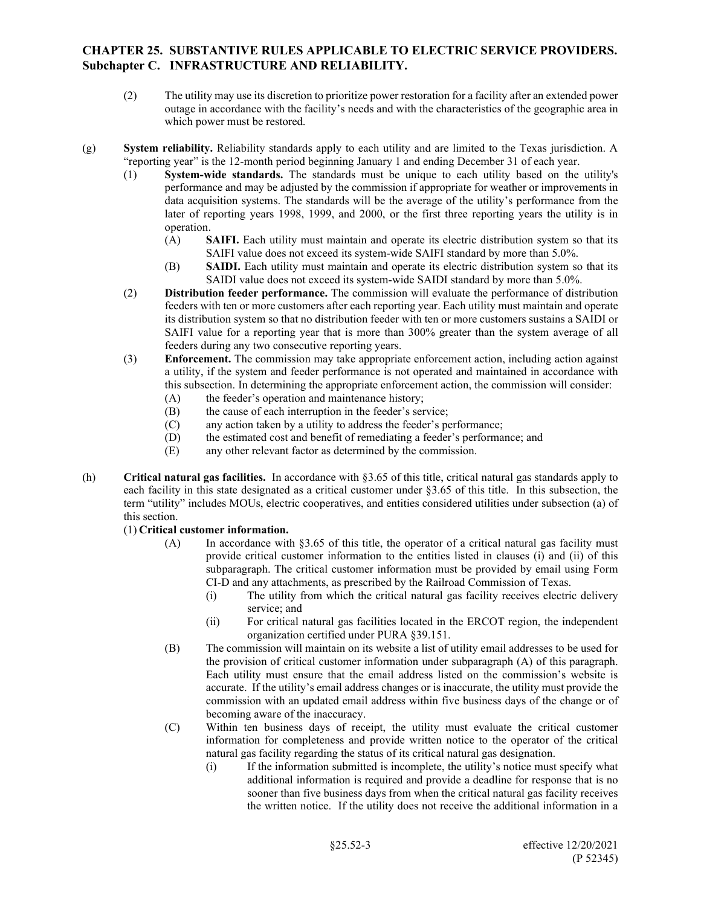(2) The utility may use its discretion to prioritize power restoration for a facility after an extended power outage in accordance with the facility's needs and with the characteristics of the geographic area in which power must be restored.

(g) **System reliability.** Reliability standards apply to each utility and are limited to the Texas jurisdiction. A "reporting year" is the 12-month period beginning January 1 and ending December 31 of each year.

(1) **System-wide standards.** The standards must be unique to each utility based on the utility's performance and may be adjusted by the commission if appropriate for weather or improvements in data acquisition systems. The standards will be the average of the utility's performance from the later of reporting years 1998, 1999, and 2000, or the first three reporting years the utility is in operation.

(A) **SAIFI.** Each utility must maintain and operate its electric distribution system so that its SAIFI value does not exceed its system-wide SAIFI standard by more than 5.0%.

(B) **SAIDI.** Each utility must maintain and operate its electric distribution system so that its SAIDI value does not exceed its system-wide SAIDI standard by more than 5.0%.

(2) **Distribution feeder performance.** The commission will evaluate the performance of distribution feeders with ten or more customers after each reporting year. Each utility must maintain and operate its distribution system so that no distribution feeder with ten or more customers sustains a SAIDI or SAIFI value for a reporting year that is more than 300% greater than the system average of all feeders during any two consecutive reporting years.

(3) **Enforcement.** The commission may take appropriate enforcement action, including action against a utility, if the system and feeder performance is not operated and maintained in accordance with this subsection. In determining the appropriate enforcement action, the commission will consider:

(A) the feeder's operation and maintenance history;

(B) the cause of each interruption in the feeder's service;

(C) any action taken by a utility to address the feeder's performance;

(D) the estimated cost and benefit of remediating a feeder's performance; and

(E) any other relevant factor as determined by the commission.

(h) **Critical natural gas facilities.** In accordance with §3.65 of this title, critical natural gas standards apply to each facility in this state designated as a critical customer under §3.65 of this title. In this subsection, the term "utility" includes MOUs, electric cooperatives, and entities considered utilities under subsection (a) of this section.

(1) **Critical customer information.**

(A) In accordance with §3.65 of this title, the operator of a critical natural gas facility must provide critical customer information to the entities listed in clauses (i) and (ii) of this subparagraph. The critical customer information must be provided by email using Form CI-D and any attachments, as prescribed by the Railroad Commission of Texas.

(i) The utility from which the critical natural gas facility receives electric delivery service; and

(ii) For critical natural gas facilities located in the ERCOT region, the independent organization certified under PURA §39.151.

(B) The commission will maintain on its website a list of utility email addresses to be used for the provision of critical customer information under subparagraph (A) of this paragraph. Each utility must ensure that the email address listed on the commission's website is accurate. If the utility's email address changes or is inaccurate, the utility must provide the commission with an updated email address within five business days of the change or of becoming aware of the inaccuracy.

(C) Within ten business days of receipt, the utility must evaluate the critical customer information for completeness and provide written notice to the operator of the critical natural gas facility regarding the status of its critical natural gas designation.

(i) If the information submitted is incomplete, the utility's notice must specify what additional information is required and provide a deadline for response that is no sooner than five business days from when the critical natural gas facility receives the written notice. If the utility does not receive the additional information in a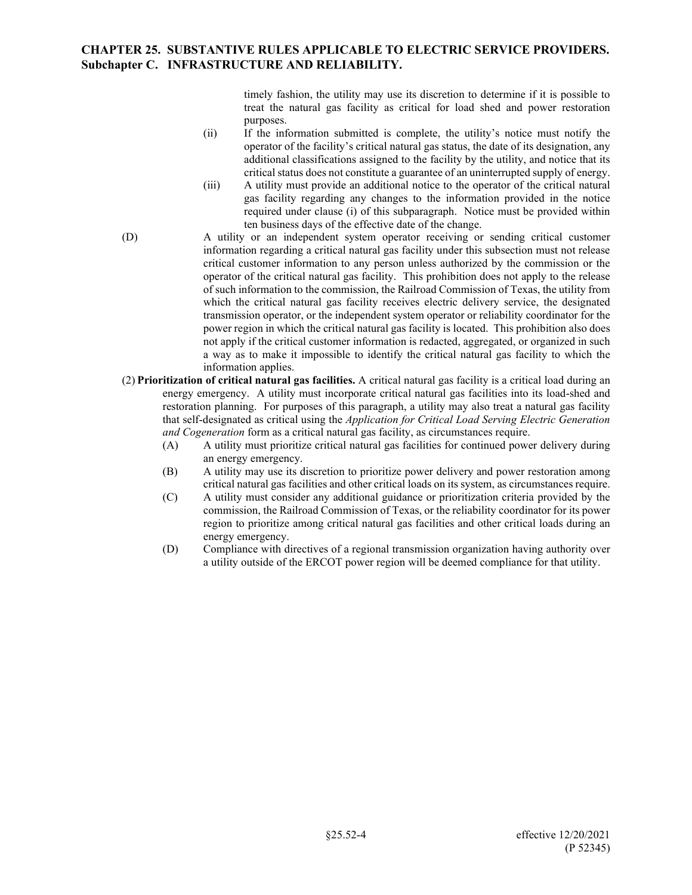timely fashion, the utility may use its discretion to determine if it is possible to treat the natural gas facility as critical for load shed and power restoration purposes.

(ii) If the information submitted is complete, the utility's notice must notify the operator of the facility's critical natural gas status, the date of its designation, any additional classifications assigned to the facility by the utility, and notice that its critical status does not constitute a guarantee of an uninterrupted supply of energy.

(iii) A utility must provide an additional notice to the operator of the critical natural gas facility regarding any changes to the information provided in the notice required under clause (i) of this subparagraph. Notice must be provided within ten business days of the effective date of the change.

(D) A utility or an independent system operator receiving or sending critical customer information regarding a critical natural gas facility under this subsection must not release critical customer information to any person unless authorized by the commission or the operator of the critical natural gas facility. This prohibition does not apply to the release of such information to the commission, the Railroad Commission of Texas, the utility from which the critical natural gas facility receives electric delivery service, the designated transmission operator, or the independent system operator or reliability coordinator for the power region in which the critical natural gas facility is located. This prohibition also does not apply if the critical customer information is redacted, aggregated, or organized in such a way as to make it impossible to identify the critical natural gas facility to which the information applies.

(2) **Prioritization of critical natural gas facilities.** A critical natural gas facility is a critical load during an energy emergency. A utility must incorporate critical natural gas facilities into its load-shed and restoration planning. For purposes of this paragraph, a utility may also treat a natural gas facility that self-designated as critical using the *Application for Critical Load Serving Electric Generation and Cogeneration* form as a critical natural gas facility, as circumstances require.

(A) A utility must prioritize critical natural gas facilities for continued power delivery during an energy emergency.

(B) A utility may use its discretion to prioritize power delivery and power restoration among critical natural gas facilities and other critical loads on its system, as circumstances require.

(C) A utility must consider any additional guidance or prioritization criteria provided by the commission, the Railroad Commission of Texas, or the reliability coordinator for its power region to prioritize among critical natural gas facilities and other critical loads during an energy emergency.

(D) Compliance with directives of a regional transmission organization having authority over a utility outside of the ERCOT power region will be deemed compliance for that utility.